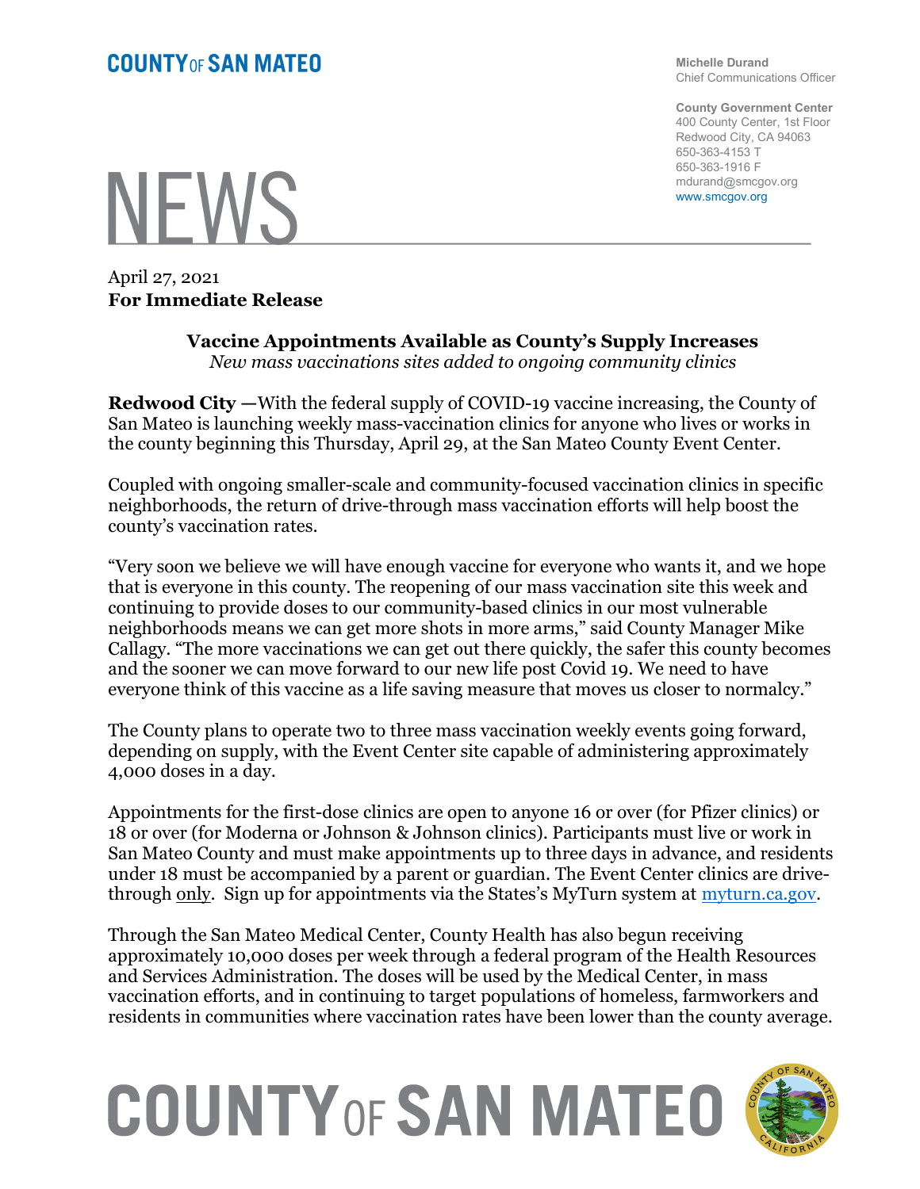**COUNTY OF SAN MATEO**

**Michelle Durand**
Chief Communications Officer

**County Government Center**
400 County Center, 1st Floor
Redwood City, CA 94063
650-363-4153 T
650-363-1916 F
mdurand@smcgov.org
www.smcgov.org

# NEWS

April 27, 2021
**For Immediate Release**

## Vaccine Appointments Available as County's Supply Increases

*New mass vaccinations sites added to ongoing community clinics*

**Redwood City —**With the federal supply of COVID-19 vaccine increasing, the County of San Mateo is launching weekly mass-vaccination clinics for anyone who lives or works in the county beginning this Thursday, April 29, at the San Mateo County Event Center.

Coupled with ongoing smaller-scale and community-focused vaccination clinics in specific neighborhoods, the return of drive-through mass vaccination efforts will help boost the county's vaccination rates.

"Very soon we believe we will have enough vaccine for everyone who wants it, and we hope that is everyone in this county. The reopening of our mass vaccination site this week and continuing to provide doses to our community-based clinics in our most vulnerable neighborhoods means we can get more shots in more arms," said County Manager Mike Callagy. "The more vaccinations we can get out there quickly, the safer this county becomes and the sooner we can move forward to our new life post Covid 19. We need to have everyone think of this vaccine as a life saving measure that moves us closer to normalcy."

The County plans to operate two to three mass vaccination weekly events going forward, depending on supply, with the Event Center site capable of administering approximately 4,000 doses in a day.

Appointments for the first-dose clinics are open to anyone 16 or over (for Pfizer clinics) or 18 or over (for Moderna or Johnson & Johnson clinics). Participants must live or work in San Mateo County and must make appointments up to three days in advance, and residents under 18 must be accompanied by a parent or guardian. The Event Center clinics are drive-through only. Sign up for appointments via the States's MyTurn system at [myturn.ca.gov](myturn.ca.gov).

Through the San Mateo Medical Center, County Health has also begun receiving approximately 10,000 doses per week through a federal program of the Health Resources and Services Administration. The doses will be used by the Medical Center, in mass vaccination efforts, and in continuing to target populations of homeless, farmworkers and residents in communities where vaccination rates have been lower than the county average.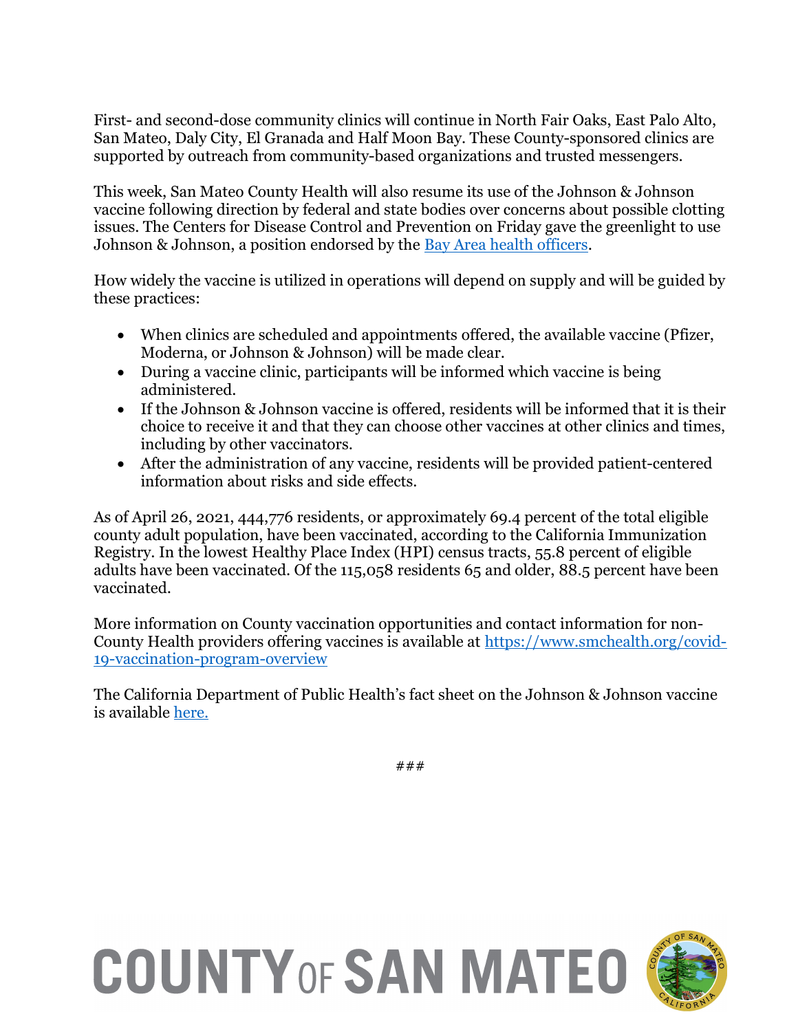First- and second-dose community clinics will continue in North Fair Oaks, East Palo Alto, San Mateo, Daly City, El Granada and Half Moon Bay. These County-sponsored clinics are supported by outreach from community-based organizations and trusted messengers.

This week, San Mateo County Health will also resume its use of the Johnson & Johnson vaccine following direction by federal and state bodies over concerns about possible clotting issues. The Centers for Disease Control and Prevention on Friday gave the greenlight to use Johnson & Johnson, a position endorsed by the Bay Area health officers.

How widely the vaccine is utilized in operations will depend on supply and will be guided by these practices:

- When clinics are scheduled and appointments offered, the available vaccine (Pfizer, Moderna, or Johnson & Johnson) will be made clear.
- During a vaccine clinic, participants will be informed which vaccine is being administered.
- If the Johnson & Johnson vaccine is offered, residents will be informed that it is their choice to receive it and that they can choose other vaccines at other clinics and times, including by other vaccinators.
- After the administration of any vaccine, residents will be provided patient-centered information about risks and side effects.

As of April 26, 2021, 444,776 residents, or approximately 69.4 percent of the total eligible county adult population, have been vaccinated, according to the California Immunization Registry. In the lowest Healthy Place Index (HPI) census tracts, 55.8 percent of eligible adults have been vaccinated. Of the 115,058 residents 65 and older, 88.5 percent have been vaccinated.

More information on County vaccination opportunities and contact information for non-County Health providers offering vaccines is available at https://www.smchealth.org/covid-19-vaccination-program-overview

The California Department of Public Health's fact sheet on the Johnson & Johnson vaccine is available here.

###

COUNTY OF SAN MATEO